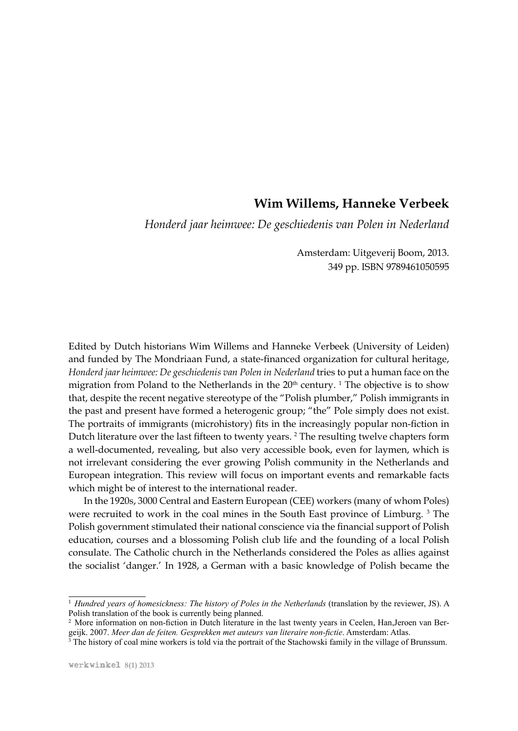**Wim Willems, Hanneke Verbeek**

*Honderd jaar heimwee: De geschiedenis van Polen in Nederland*

Amsterdam: Uitgeverij Boom, 2013.
349 pp. ISBN 9789461050595

Edited by Dutch historians Wim Willems and Hanneke Verbeek (University of Leiden) and funded by The Mondriaan Fund, a state-financed organization for cultural heritage, *Honderd jaar heimwee: De geschiedenis van Polen in Nederland* tries to put a human face on the migration from Poland to the Netherlands in the 20th century. [1] The objective is to show that, despite the recent negative stereotype of the "Polish plumber," Polish immigrants in the past and present have formed a heterogenic group; "the" Pole simply does not exist. The portraits of immigrants (microhistory) fits in the increasingly popular non-fiction in Dutch literature over the last fifteen to twenty years. [2] The resulting twelve chapters form a well-documented, revealing, but also very accessible book, even for laymen, which is not irrelevant considering the ever growing Polish community in the Netherlands and European integration. This review will focus on important events and remarkable facts which might be of interest to the international reader.

In the 1920s, 3000 Central and Eastern European (CEE) workers (many of whom Poles) were recruited to work in the coal mines in the South East province of Limburg. [3] The Polish government stimulated their national conscience via the financial support of Polish education, courses and a blossoming Polish club life and the founding of a local Polish consulate. The Catholic church in the Netherlands considered the Poles as allies against the socialist 'danger.' In 1928, a German with a basic knowledge of Polish became the

---

[1] *Hundred years of homesickness: The history of Poles in the Netherlands* (translation by the reviewer, JS). A Polish translation of the book is currently being planned.

[2] More information on non-fiction in Dutch literature in the last twenty years in Ceelen, Han,Jeroen van Bergeijk. 2007. *Meer dan de feiten. Gesprekken met auteurs van literaire non-fictie*. Amsterdam: Atlas.

[3] The history of coal mine workers is told via the portrait of the Stachowski family in the village of Brunssum.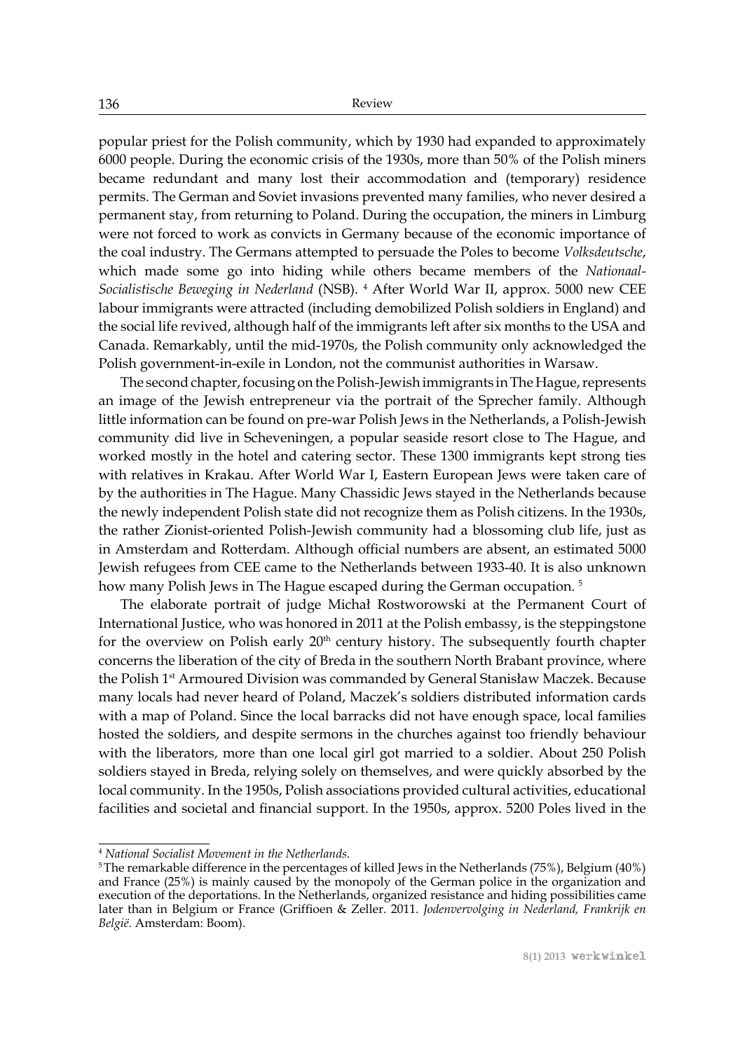popular priest for the Polish community, which by 1930 had expanded to approximately 6000 people. During the economic crisis of the 1930s, more than 50% of the Polish miners became redundant and many lost their accommodation and (temporary) residence permits. The German and Soviet invasions prevented many families, who never desired a permanent stay, from returning to Poland. During the occupation, the miners in Limburg were not forced to work as convicts in Germany because of the economic importance of the coal industry. The Germans attempted to persuade the Poles to become *Volksdeutsche*, which made some go into hiding while others became members of the *Nationaal-Socialistische Beweging in Nederland* (NSB). [4] After World War II, approx. 5000 new CEE labour immigrants were attracted (including demobilized Polish soldiers in England) and the social life revived, although half of the immigrants left after six months to the USA and Canada. Remarkably, until the mid-1970s, the Polish community only acknowledged the Polish government-in-exile in London, not the communist authorities in Warsaw.

The second chapter, focusing on the Polish-Jewish immigrants in The Hague, represents an image of the Jewish entrepreneur via the portrait of the Sprecher family. Although little information can be found on pre-war Polish Jews in the Netherlands, a Polish-Jewish community did live in Scheveningen, a popular seaside resort close to The Hague, and worked mostly in the hotel and catering sector. These 1300 immigrants kept strong ties with relatives in Krakau. After World War I, Eastern European Jews were taken care of by the authorities in The Hague. Many Chassidic Jews stayed in the Netherlands because the newly independent Polish state did not recognize them as Polish citizens. In the 1930s, the rather Zionist-oriented Polish-Jewish community had a blossoming club life, just as in Amsterdam and Rotterdam. Although official numbers are absent, an estimated 5000 Jewish refugees from CEE came to the Netherlands between 1933-40. It is also unknown how many Polish Jews in The Hague escaped during the German occupation. [5]

The elaborate portrait of judge Michał Rostworowski at the Permanent Court of International Justice, who was honored in 2011 at the Polish embassy, is the steppingstone for the overview on Polish early 20th century history. The subsequently fourth chapter concerns the liberation of the city of Breda in the southern North Brabant province, where the Polish 1st Armoured Division was commanded by General Stanisław Maczek. Because many locals had never heard of Poland, Maczek's soldiers distributed information cards with a map of Poland. Since the local barracks did not have enough space, local families hosted the soldiers, and despite sermons in the churches against too friendly behaviour with the liberators, more than one local girl got married to a soldier. About 250 Polish soldiers stayed in Breda, relying solely on themselves, and were quickly absorbed by the local community. In the 1950s, Polish associations provided cultural activities, educational facilities and societal and financial support. In the 1950s, approx. 5200 Poles lived in the

---

[4] *National Socialist Movement in the Netherlands.*

[5] The remarkable difference in the percentages of killed Jews in the Netherlands (75%), Belgium (40%) and France (25%) is mainly caused by the monopoly of the German police in the organization and execution of the deportations. In the Netherlands, organized resistance and hiding possibilities came later than in Belgium or France (Griffioen & Zeller. 2011. *Jodenvervolging in Nederland, Frankrijk en België.* Amsterdam: Boom).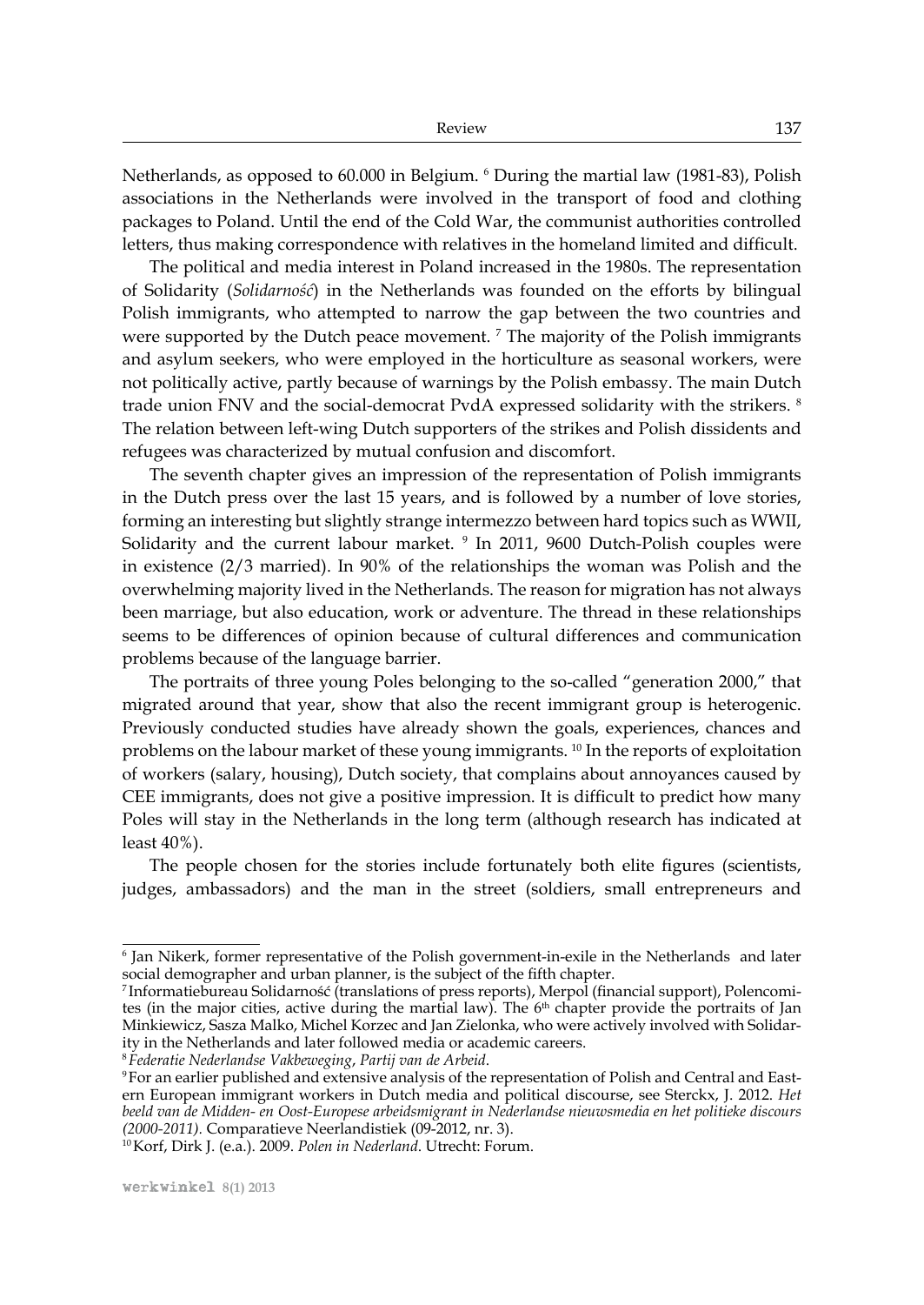Netherlands, as opposed to 60.000 in Belgium. [6] During the martial law (1981-83), Polish associations in the Netherlands were involved in the transport of food and clothing packages to Poland. Until the end of the Cold War, the communist authorities controlled letters, thus making correspondence with relatives in the homeland limited and difficult.

The political and media interest in Poland increased in the 1980s. The representation of Solidarity (*Solidarność*) in the Netherlands was founded on the efforts by bilingual Polish immigrants, who attempted to narrow the gap between the two countries and were supported by the Dutch peace movement. [7] The majority of the Polish immigrants and asylum seekers, who were employed in the horticulture as seasonal workers, were not politically active, partly because of warnings by the Polish embassy. The main Dutch trade union FNV and the social-democrat PvdA expressed solidarity with the strikers. [8] The relation between left-wing Dutch supporters of the strikes and Polish dissidents and refugees was characterized by mutual confusion and discomfort.

The seventh chapter gives an impression of the representation of Polish immigrants in the Dutch press over the last 15 years, and is followed by a number of love stories, forming an interesting but slightly strange intermezzo between hard topics such as WWII, Solidarity and the current labour market. [9] In 2011, 9600 Dutch-Polish couples were in existence (2/3 married). In 90% of the relationships the woman was Polish and the overwhelming majority lived in the Netherlands. The reason for migration has not always been marriage, but also education, work or adventure. The thread in these relationships seems to be differences of opinion because of cultural differences and communication problems because of the language barrier.

The portraits of three young Poles belonging to the so-called "generation 2000," that migrated around that year, show that also the recent immigrant group is heterogenic. Previously conducted studies have already shown the goals, experiences, chances and problems on the labour market of these young immigrants. [10] In the reports of exploitation of workers (salary, housing), Dutch society, that complains about annoyances caused by CEE immigrants, does not give a positive impression. It is difficult to predict how many Poles will stay in the Netherlands in the long term (although research has indicated at least 40%).

The people chosen for the stories include fortunately both elite figures (scientists, judges, ambassadors) and the man in the street (soldiers, small entrepreneurs and

---

[6] Jan Nikerk, former representative of the Polish government-in-exile in the Netherlands and later social demographer and urban planner, is the subject of the fifth chapter.

[7] Informatiebureau Solidarność (translations of press reports), Merpol (financial support), Polencomites (in the major cities, active during the martial law). The 6th chapter provide the portraits of Jan Minkiewicz, Sasza Malko, Michel Korzec and Jan Zielonka, who were actively involved with Solidarity in the Netherlands and later followed media or academic careers.

[8] *Federatie Nederlandse Vakbeweging*, *Partij van de Arbeid*.

[9] For an earlier published and extensive analysis of the representation of Polish and Central and Eastern European immigrant workers in Dutch media and political discourse, see Sterckx, J. 2012. *Het beeld van de Midden- en Oost-Europese arbeidsmigrant in Nederlandse nieuwsmedia en het politieke discours (2000-2011).* Comparatieve Neerlandistiek (09-2012, nr. 3).

[10] Korf, Dirk J. (e.a.). 2009. *Polen in Nederland*. Utrecht: Forum.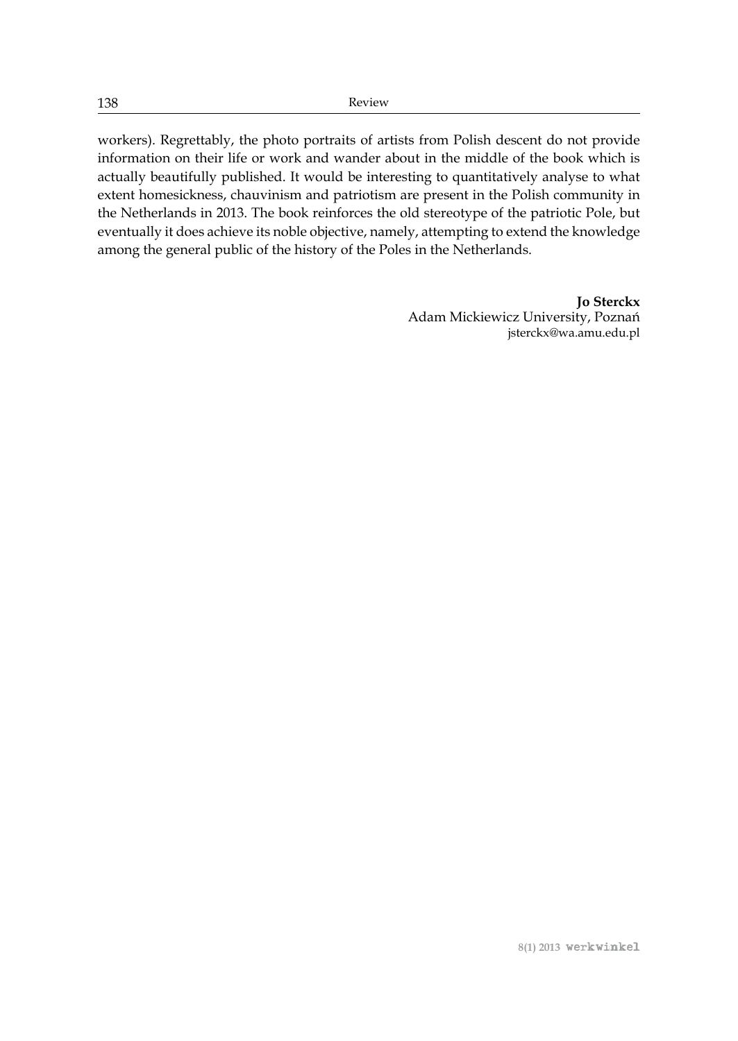workers). Regrettably, the photo portraits of artists from Polish descent do not provide information on their life or work and wander about in the middle of the book which is actually beautifully published. It would be interesting to quantitatively analyse to what extent homesickness, chauvinism and patriotism are present in the Polish community in the Netherlands in 2013. The book reinforces the old stereotype of the patriotic Pole, but eventually it does achieve its noble objective, namely, attempting to extend the knowledge among the general public of the history of the Poles in the Netherlands.

**Jo Sterckx**
Adam Mickiewicz University, Poznań
jsterckx@wa.amu.edu.pl